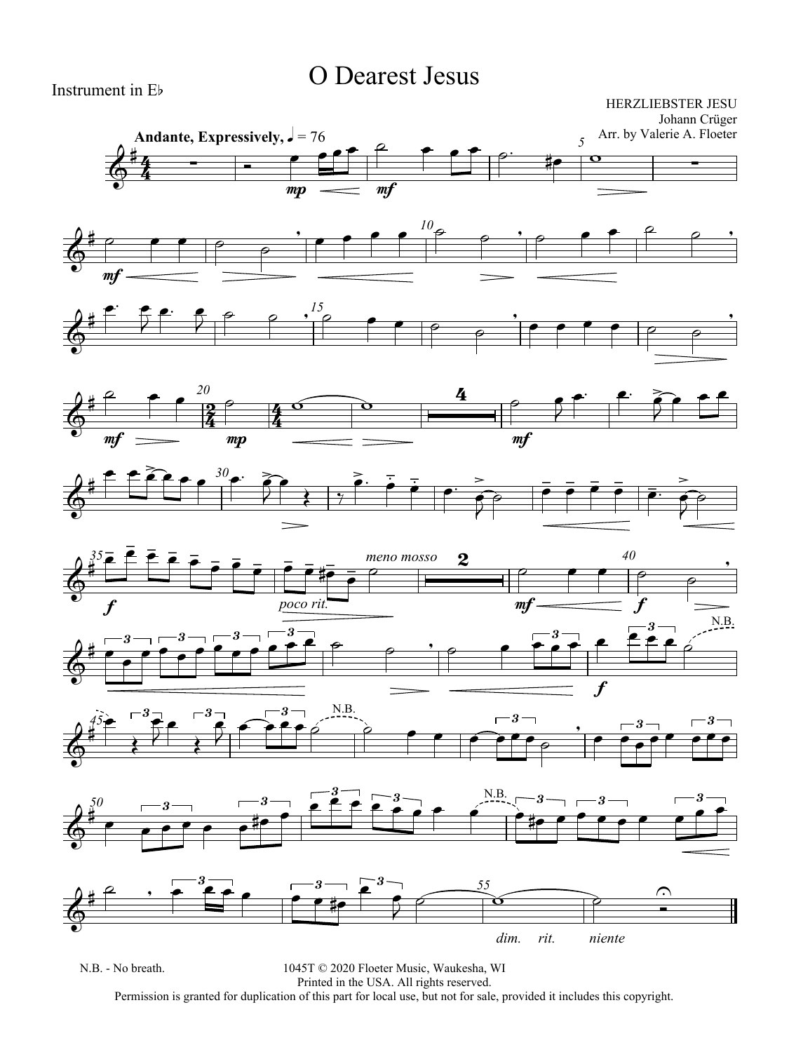Instrument in E♭

# O Dearest Jesus

HERZLIEBSTER JESU
Johann Crüger
Arr. by Valerie A. Floeter

**Andante, Expressively,** ♩ = 76

N.B. - No breath.

1045T © 2020 Floeter Music, Waukesha, WI
Printed in the USA. All rights reserved.
Permission is granted for duplication of this part for local use, but not for sale, provided it includes this copyright.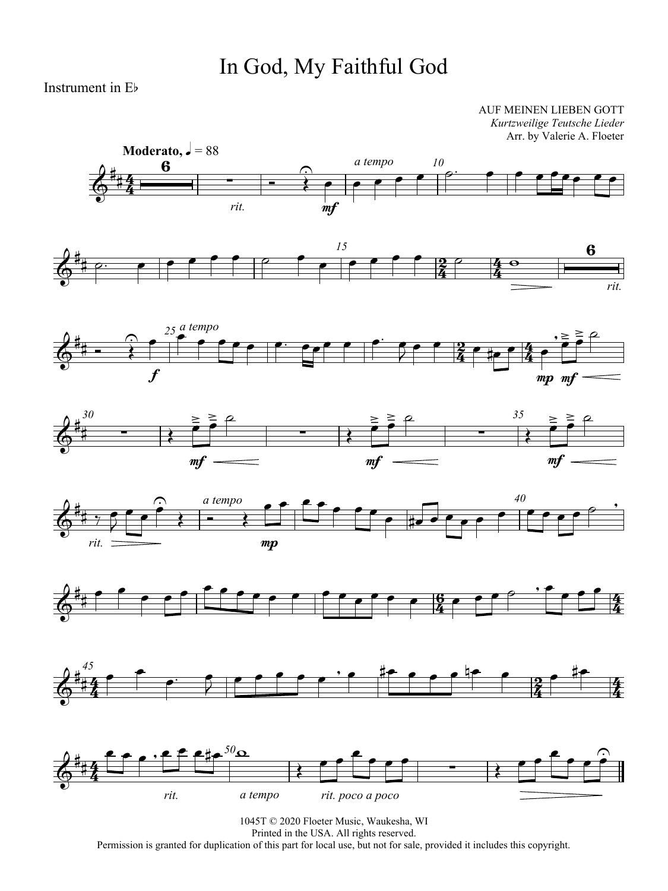# In God, My Faithful God

Instrument in E♭

AUF MEINEN LIEBEN GOTT
*Kurtzweilige Teutsche Lieder*
Arr. by Valerie A. Floeter

1045T © 2020 Floeter Music, Waukesha, WI
Printed in the USA. All rights reserved.
Permission is granted for duplication of this part for local use, but not for sale, provided it includes this copyright.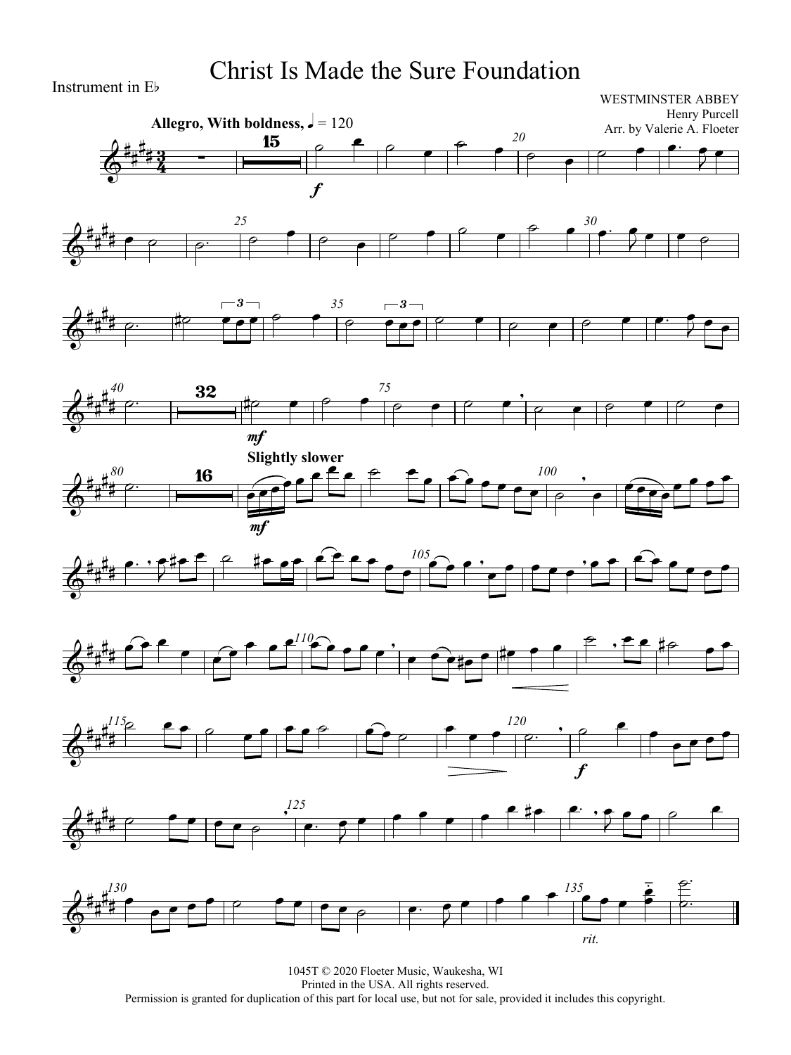Instrument in E♭

# Christ Is Made the Sure Foundation

WESTMINSTER ABBEY
Henry Purcell
Arr. by Valerie A. Floeter

**Allegro, With boldness,** ♩ = 120

**Slightly slower**

*rit.*

1045T © 2020 Floeter Music, Waukesha, WI
Printed in the USA. All rights reserved.
Permission is granted for duplication of this part for local use, but not for sale, provided it includes this copyright.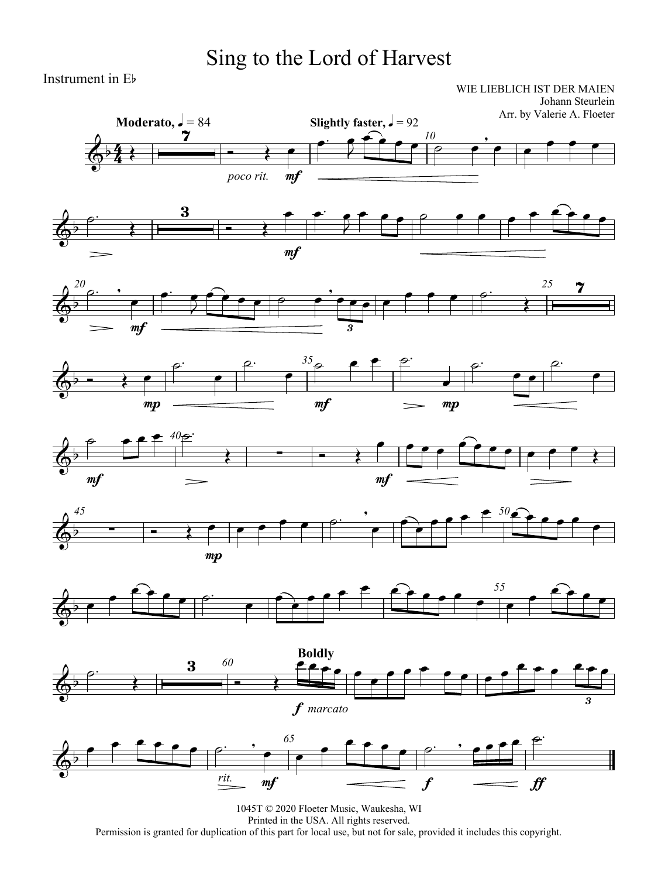# Sing to the Lord of Harvest

Instrument in E♭

WIE LIEBLICH IST DER MAIEN
Johann Steurlein
Arr. by Valerie A. Floeter

**Moderato,** ♩ = 84 — **Slightly faster,** ♩ = 92

*poco rit.* — **mf**

**Boldly**

**f** *marcato*

*rit.*

1045T © 2020 Floeter Music, Waukesha, WI
Printed in the USA. All rights reserved.
Permission is granted for duplication of this part for local use, but not for sale, provided it includes this copyright.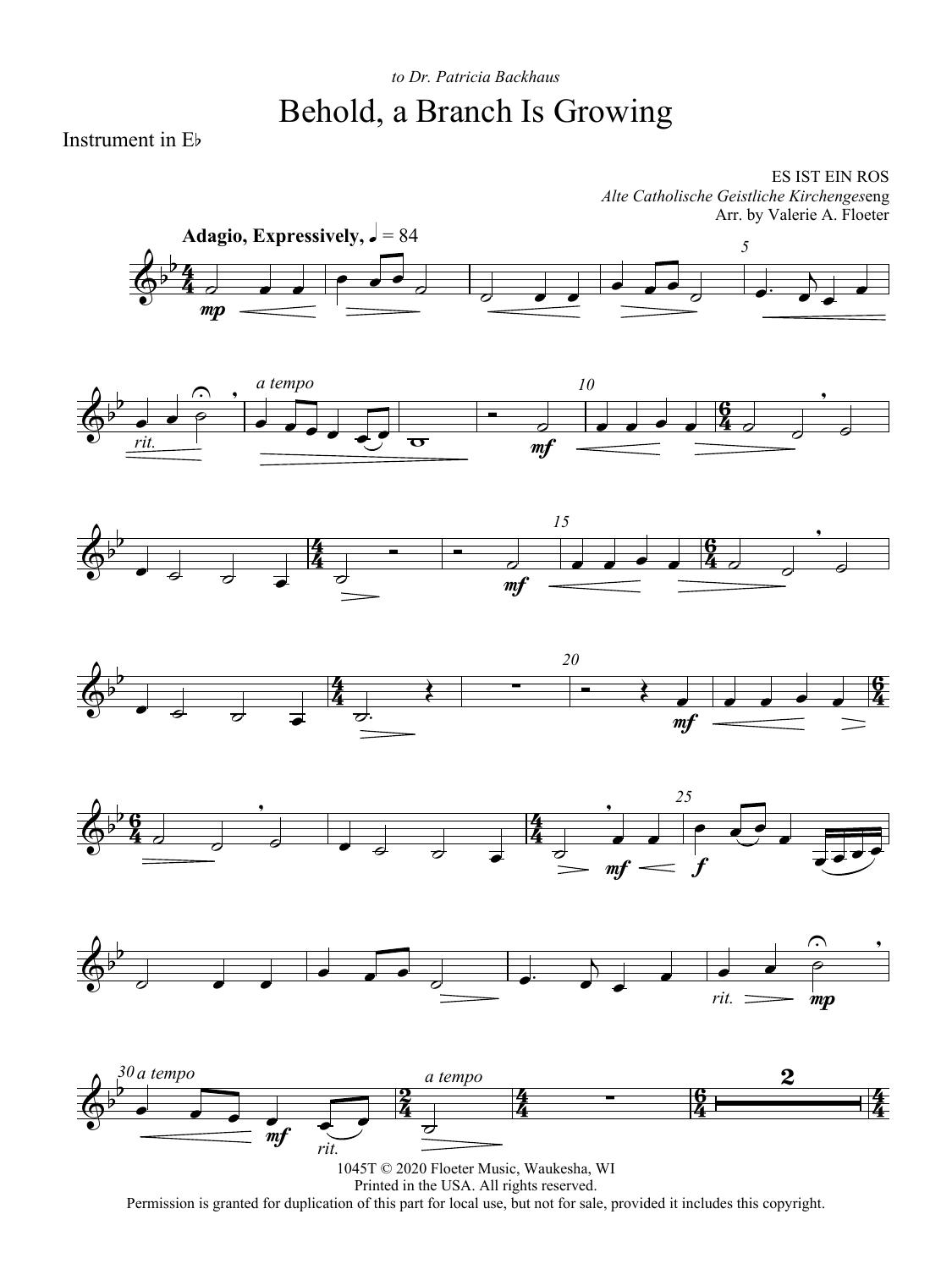*to Dr. Patricia Backhaus*

# Behold, a Branch Is Growing

Instrument in E♭

ES IST EIN ROS
*Alte Catholische Geistliche Kirchengeseng*
Arr. by Valerie A. Floeter

**Adagio, Expressively,** ♩ = 84

1045T © 2020 Floeter Music, Waukesha, WI
Printed in the USA. All rights reserved.
Permission is granted for duplication of this part for local use, but not for sale, provided it includes this copyright.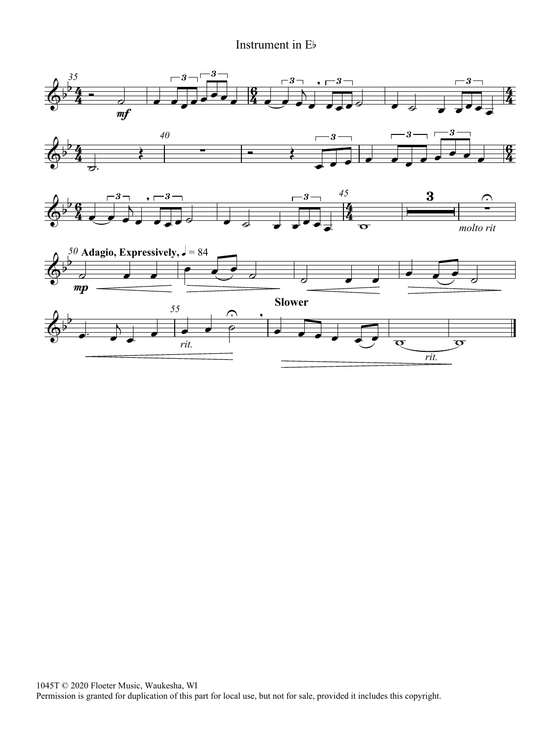Instrument in E♭

1045T © 2020 Floeter Music, Waukesha, WI
Permission is granted for duplication of this part for local use, but not for sale, provided it includes this copyright.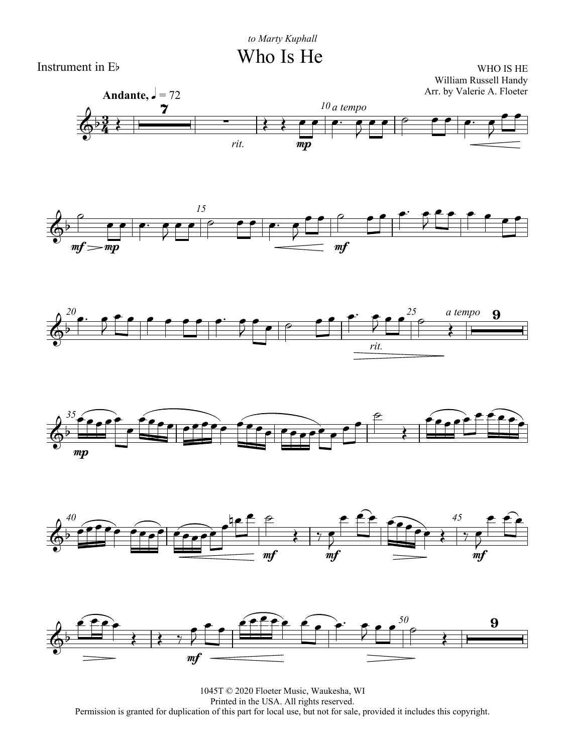to Marty Kuphall

# Who Is He

Instrument in E♭

WHO IS HE
William Russell Handy
Arr. by Valerie A. Floeter

1045T © 2020 Floeter Music, Waukesha, WI
Printed in the USA. All rights reserved.
Permission is granted for duplication of this part for local use, but not for sale, provided it includes this copyright.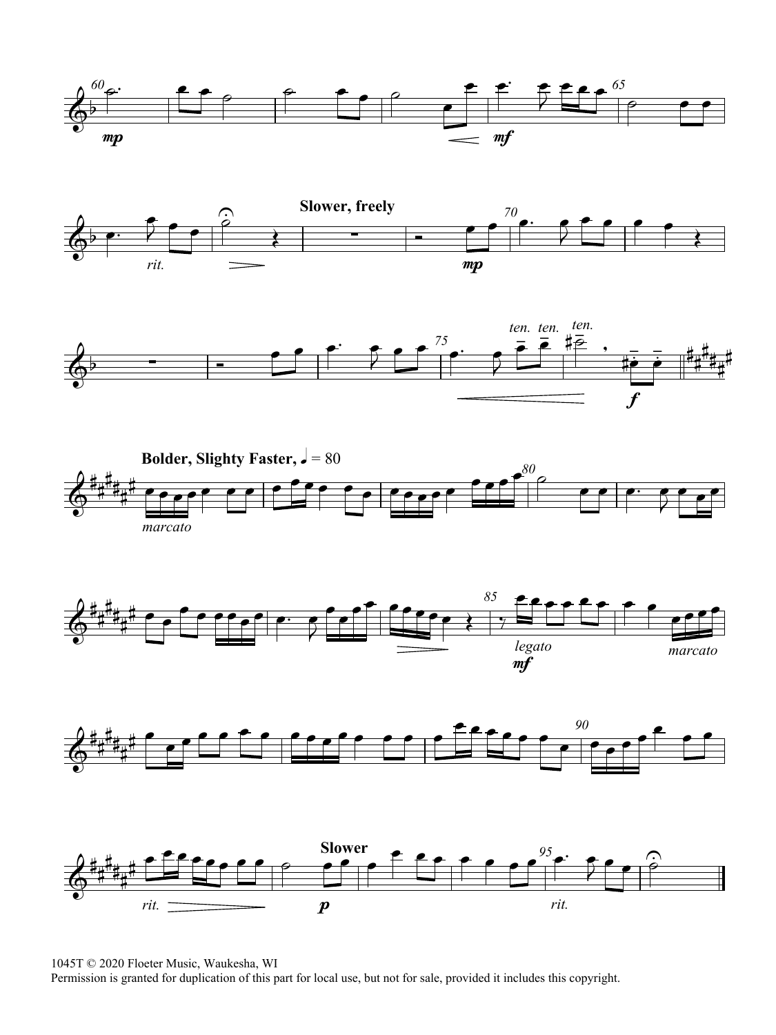Slower, freely

Bolder, Slighty Faster, ♩ = 80

Slower

1045T © 2020 Floeter Music, Waukesha, WI
Permission is granted for duplication of this part for local use, but not for sale, provided it includes this copyright.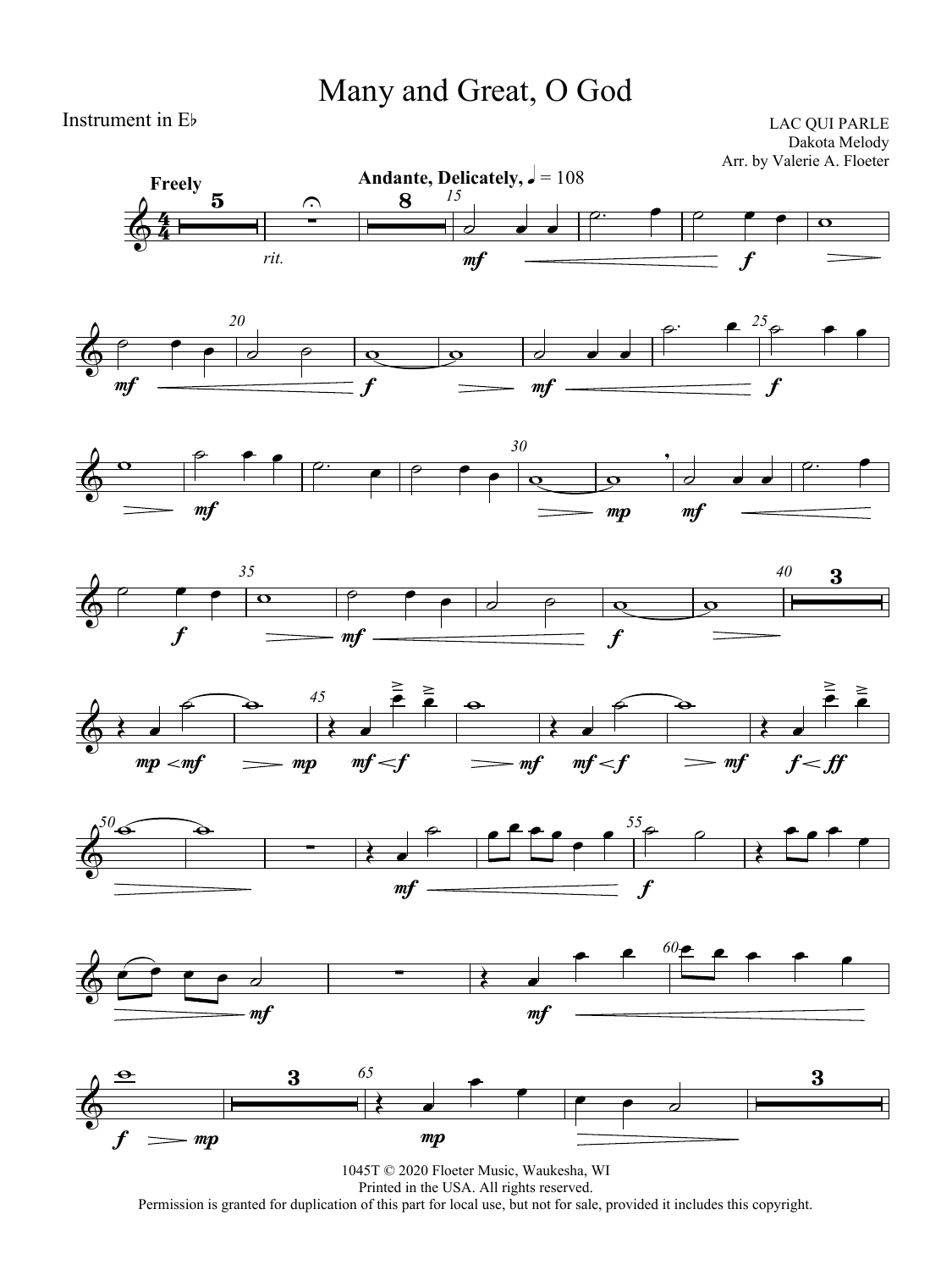# Many and Great, O God

Instrument in E♭

LAC QUI PARLE
Dakota Melody
Arr. by Valerie A. Floeter

1045T © 2020 Floeter Music, Waukesha, WI
Printed in the USA. All rights reserved.
Permission is granted for duplication of this part for local use, but not for sale, provided it includes this copyright.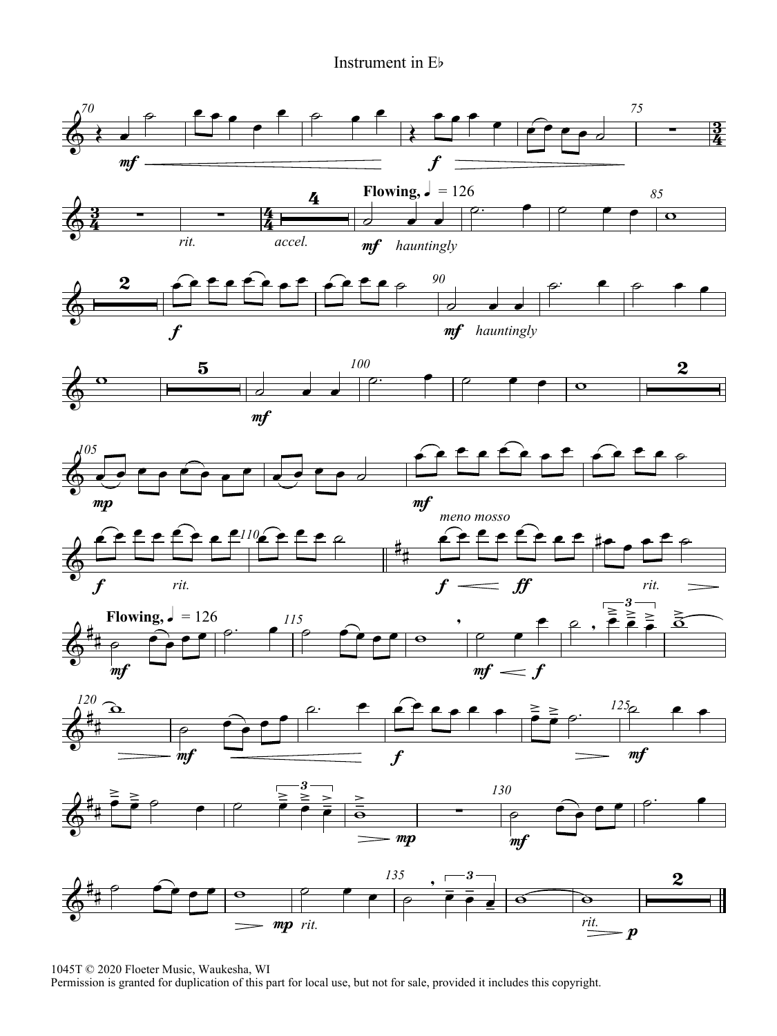Instrument in E♭

1045T © 2020 Floeter Music, Waukesha, WI
Permission is granted for duplication of this part for local use, but not for sale, provided it includes this copyright.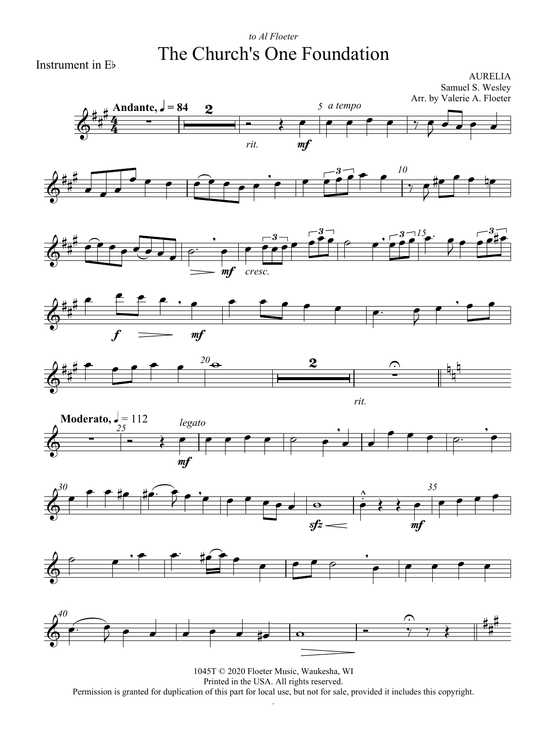*to Al Floeter*

# The Church's One Foundation

Instrument in E♭

AURELIA
Samuel S. Wesley
Arr. by Valerie A. Floeter

**Andante,** ♩ = 84

*a tempo*

*rit.* **mf**

**mf** *cresc.*

**f** **mf**

*rit.*

**Moderato,** ♩ = 112

*legato*

**mf**

**sfz**

**mf**

1045T © 2020 Floeter Music, Waukesha, WI
Printed in the USA. All rights reserved.
Permission is granted for duplication of this part for local use, but not for sale, provided it includes this copyright.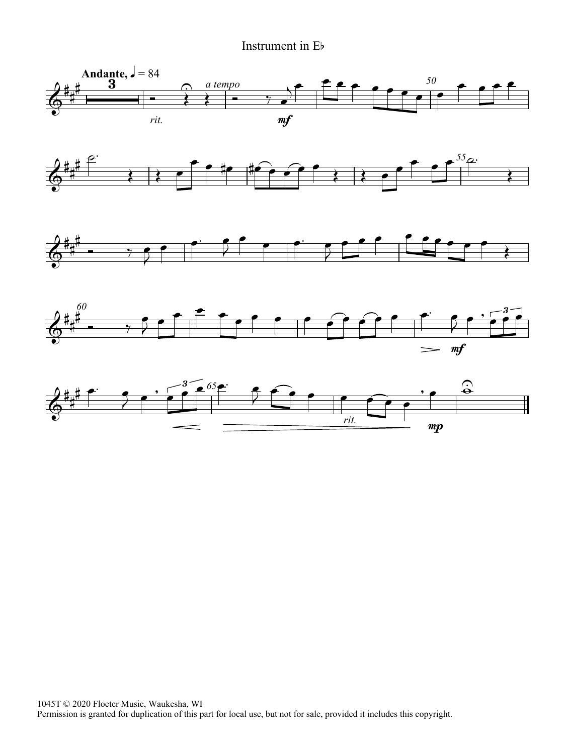Instrument in E♭

1045T © 2020 Floeter Music, Waukesha, WI
Permission is granted for duplication of this part for local use, but not for sale, provided it includes this copyright.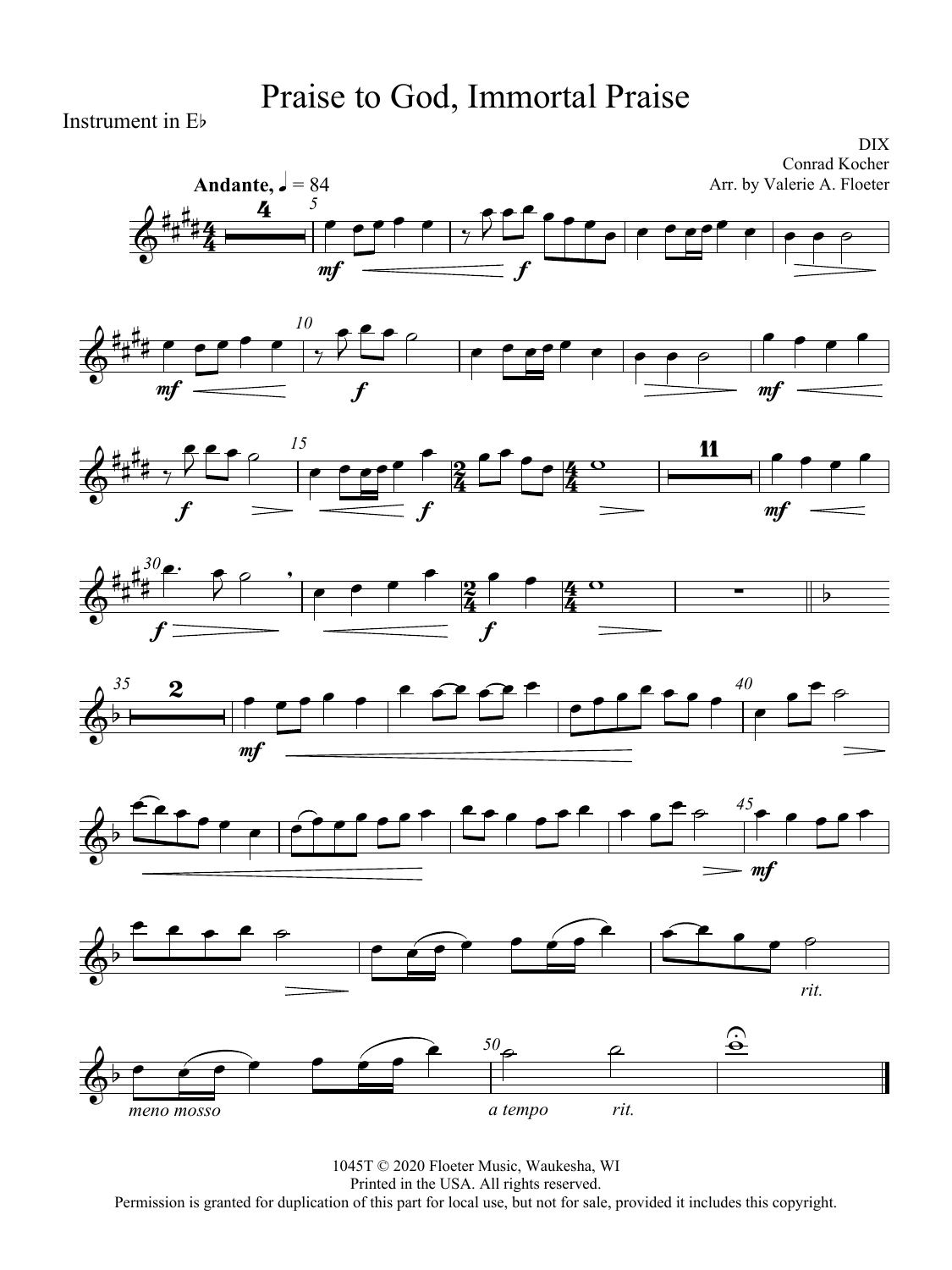# Praise to God, Immortal Praise

Instrument in E♭

DIX
Conrad Kocher
Arr. by Valerie A. Floeter

**Andante,** ♩ = 84

*mf* *f* *mf* *f* *mf* *f* *f* *mf* *f* *f* *mf* *mf* *rit.* *meno mosso* *a tempo* *rit.*

1045T © 2020 Floeter Music, Waukesha, WI
Printed in the USA. All rights reserved.
Permission is granted for duplication of this part for local use, but not for sale, provided it includes this copyright.